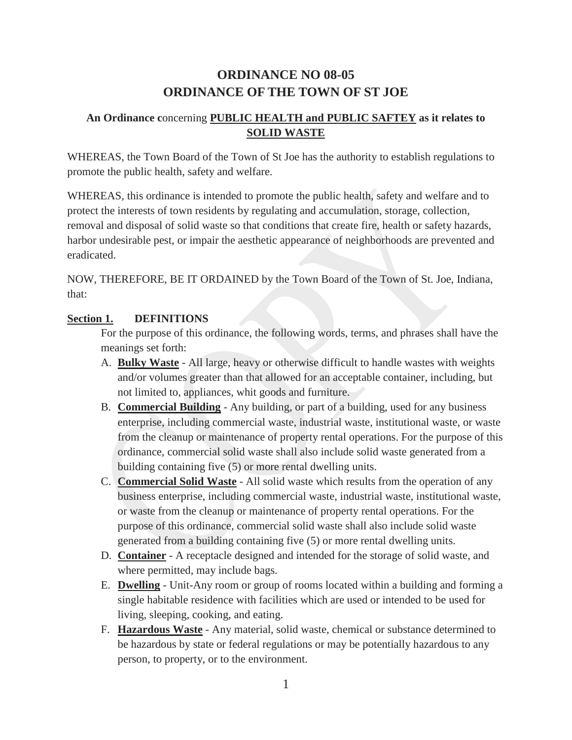# ORDINANCE NO 08-05
# ORDINANCE OF THE TOWN OF ST JOE

### An Ordinance concerning <u>PUBLIC HEALTH and PUBLIC SAFTEY</u> as it relates to <u>SOLID WASTE</u>

WHEREAS, the Town Board of the Town of St Joe has the authority to establish regulations to promote the public health, safety and welfare.

WHEREAS, this ordinance is intended to promote the public health, safety and welfare and to protect the interests of town residents by regulating and accumulation, storage, collection, removal and disposal of solid waste so that conditions that create fire, health or safety hazards, harbor undesirable pest, or impair the aesthetic appearance of neighborhoods are prevented and eradicated.

NOW, THEREFORE, BE IT ORDAINED by the Town Board of the Town of St. Joe, Indiana, that:

**Section 1. DEFINITIONS**

For the purpose of this ordinance, the following words, terms, and phrases shall have the meanings set forth:

A. **Bulky Waste** - All large, heavy or otherwise difficult to handle wastes with weights and/or volumes greater than that allowed for an acceptable container, including, but not limited to, appliances, whit goods and furniture.

B. **Commercial Building** - Any building, or part of a building, used for any business enterprise, including commercial waste, industrial waste, institutional waste, or waste from the cleanup or maintenance of property rental operations. For the purpose of this ordinance, commercial solid waste shall also include solid waste generated from a building containing five (5) or more rental dwelling units.

C. **Commercial Solid Waste** - All solid waste which results from the operation of any business enterprise, including commercial waste, industrial waste, institutional waste, or waste from the cleanup or maintenance of property rental operations. For the purpose of this ordinance, commercial solid waste shall also include solid waste generated from a building containing five (5) or more rental dwelling units.

D. **Container** - A receptacle designed and intended for the storage of solid waste, and where permitted, may include bags.

E. **Dwelling** - Unit-Any room or group of rooms located within a building and forming a single habitable residence with facilities which are used or intended to be used for living, sleeping, cooking, and eating.

F. **Hazardous Waste** - Any material, solid waste, chemical or substance determined to be hazardous by state or federal regulations or may be potentially hazardous to any person, to property, or to the environment.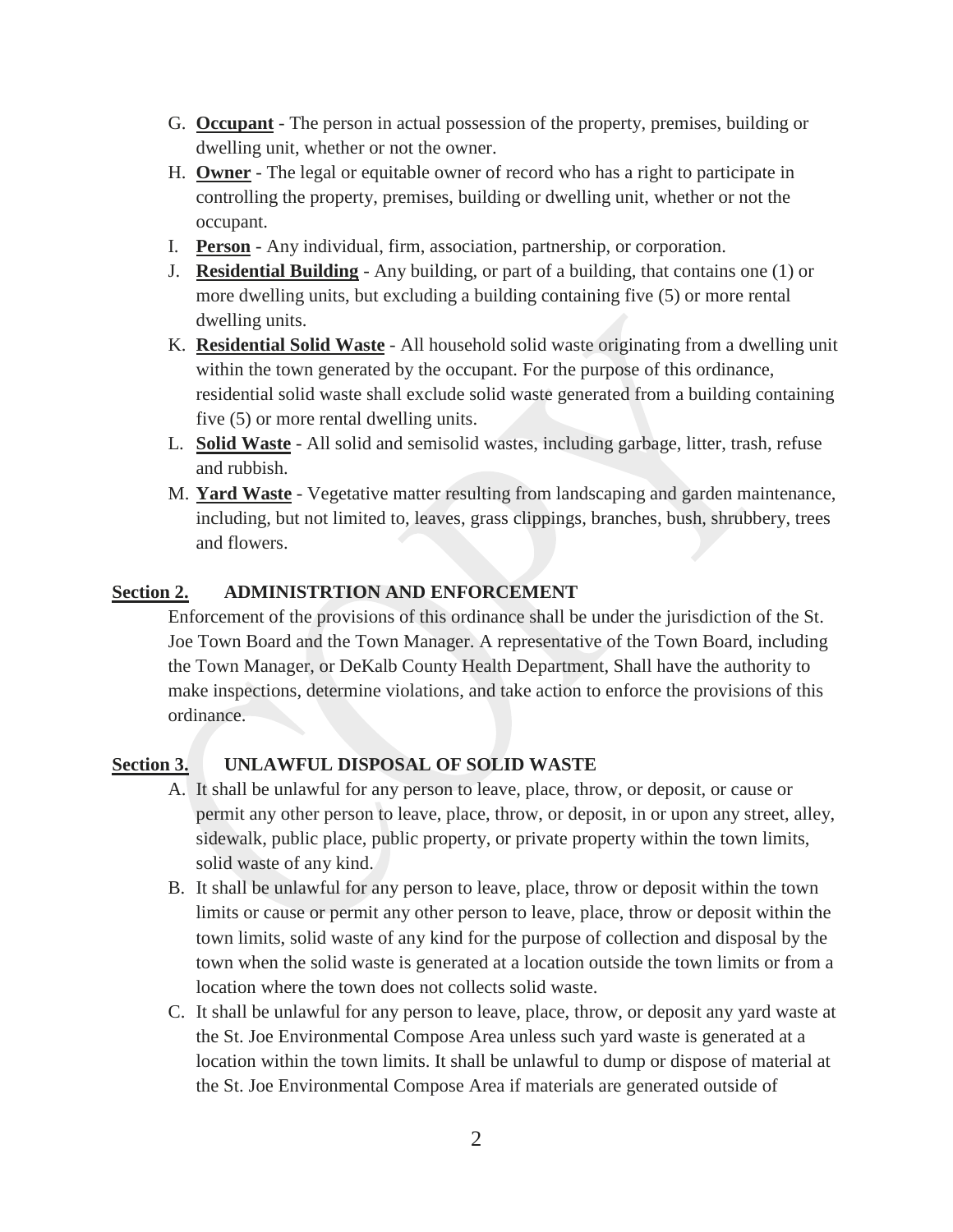G. **Occupant** - The person in actual possession of the property, premises, building or dwelling unit, whether or not the owner.

H. **Owner** - The legal or equitable owner of record who has a right to participate in controlling the property, premises, building or dwelling unit, whether or not the occupant.

I. **Person** - Any individual, firm, association, partnership, or corporation.

J. **Residential Building** - Any building, or part of a building, that contains one (1) or more dwelling units, but excluding a building containing five (5) or more rental dwelling units.

K. **Residential Solid Waste** - All household solid waste originating from a dwelling unit within the town generated by the occupant. For the purpose of this ordinance, residential solid waste shall exclude solid waste generated from a building containing five (5) or more rental dwelling units.

L. **Solid Waste** - All solid and semisolid wastes, including garbage, litter, trash, refuse and rubbish.

M. **Yard Waste** - Vegetative matter resulting from landscaping and garden maintenance, including, but not limited to, leaves, grass clippings, branches, bush, shrubbery, trees and flowers.

**Section 2.** **ADMINISTRTION AND ENFORCEMENT**

Enforcement of the provisions of this ordinance shall be under the jurisdiction of the St. Joe Town Board and the Town Manager. A representative of the Town Board, including the Town Manager, or DeKalb County Health Department, Shall have the authority to make inspections, determine violations, and take action to enforce the provisions of this ordinance.

**Section 3.** **UNLAWFUL DISPOSAL OF SOLID WASTE**

A. It shall be unlawful for any person to leave, place, throw, or deposit, or cause or permit any other person to leave, place, throw, or deposit, in or upon any street, alley, sidewalk, public place, public property, or private property within the town limits, solid waste of any kind.

B. It shall be unlawful for any person to leave, place, throw or deposit within the town limits or cause or permit any other person to leave, place, throw or deposit within the town limits, solid waste of any kind for the purpose of collection and disposal by the town when the solid waste is generated at a location outside the town limits or from a location where the town does not collects solid waste.

C. It shall be unlawful for any person to leave, place, throw, or deposit any yard waste at the St. Joe Environmental Compose Area unless such yard waste is generated at a location within the town limits. It shall be unlawful to dump or dispose of material at the St. Joe Environmental Compose Area if materials are generated outside of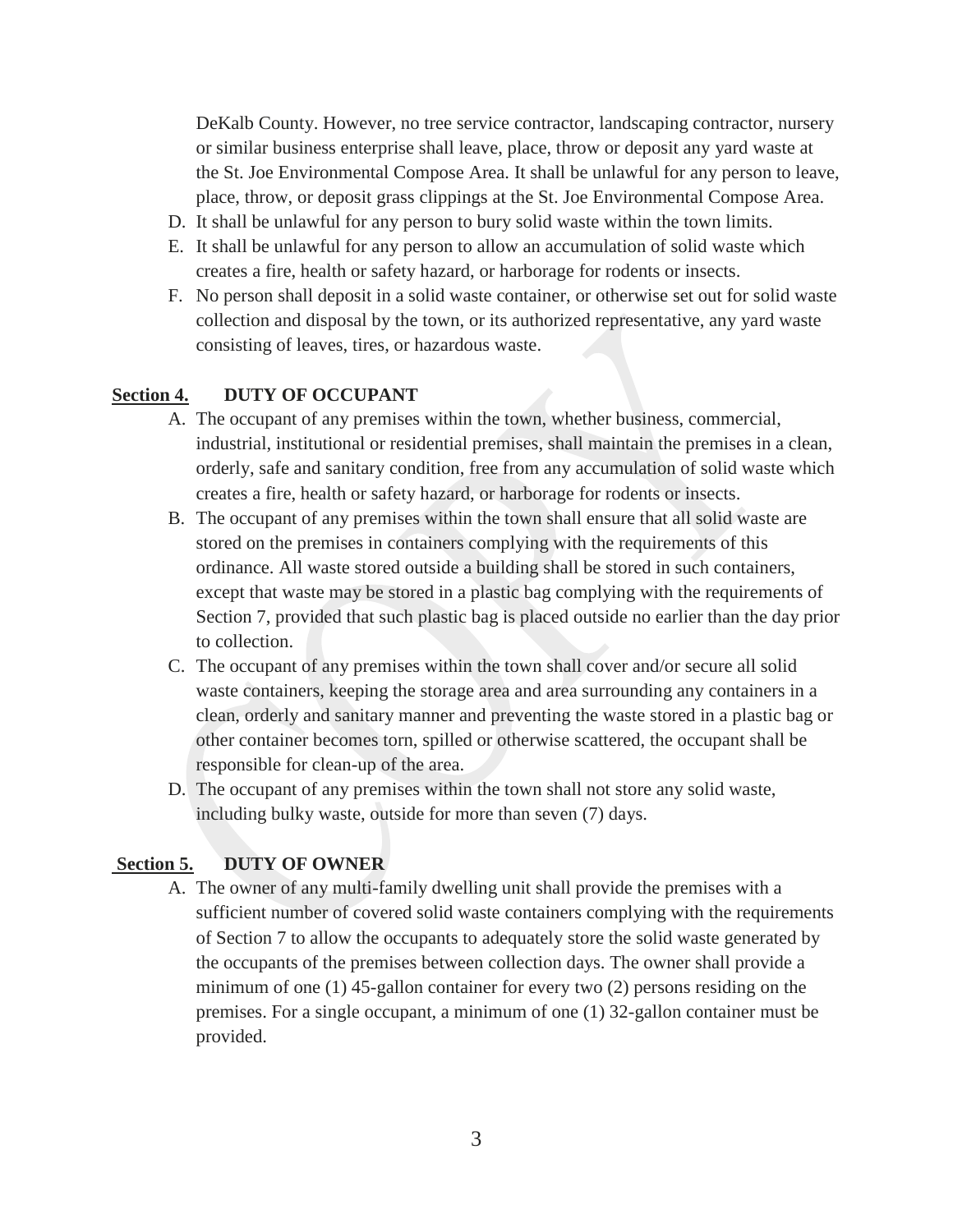DeKalb County. However, no tree service contractor, landscaping contractor, nursery or similar business enterprise shall leave, place, throw or deposit any yard waste at the St. Joe Environmental Compose Area. It shall be unlawful for any person to leave, place, throw, or deposit grass clippings at the St. Joe Environmental Compose Area.

D. It shall be unlawful for any person to bury solid waste within the town limits.

E. It shall be unlawful for any person to allow an accumulation of solid waste which creates a fire, health or safety hazard, or harborage for rodents or insects.

F. No person shall deposit in a solid waste container, or otherwise set out for solid waste collection and disposal by the town, or its authorized representative, any yard waste consisting of leaves, tires, or hazardous waste.

**Section 4. DUTY OF OCCUPANT**

A. The occupant of any premises within the town, whether business, commercial, industrial, institutional or residential premises, shall maintain the premises in a clean, orderly, safe and sanitary condition, free from any accumulation of solid waste which creates a fire, health or safety hazard, or harborage for rodents or insects.

B. The occupant of any premises within the town shall ensure that all solid waste are stored on the premises in containers complying with the requirements of this ordinance. All waste stored outside a building shall be stored in such containers, except that waste may be stored in a plastic bag complying with the requirements of Section 7, provided that such plastic bag is placed outside no earlier than the day prior to collection.

C. The occupant of any premises within the town shall cover and/or secure all solid waste containers, keeping the storage area and area surrounding any containers in a clean, orderly and sanitary manner and preventing the waste stored in a plastic bag or other container becomes torn, spilled or otherwise scattered, the occupant shall be responsible for clean-up of the area.

D. The occupant of any premises within the town shall not store any solid waste, including bulky waste, outside for more than seven (7) days.

**Section 5. DUTY OF OWNER**

A. The owner of any multi-family dwelling unit shall provide the premises with a sufficient number of covered solid waste containers complying with the requirements of Section 7 to allow the occupants to adequately store the solid waste generated by the occupants of the premises between collection days. The owner shall provide a minimum of one (1) 45-gallon container for every two (2) persons residing on the premises. For a single occupant, a minimum of one (1) 32-gallon container must be provided.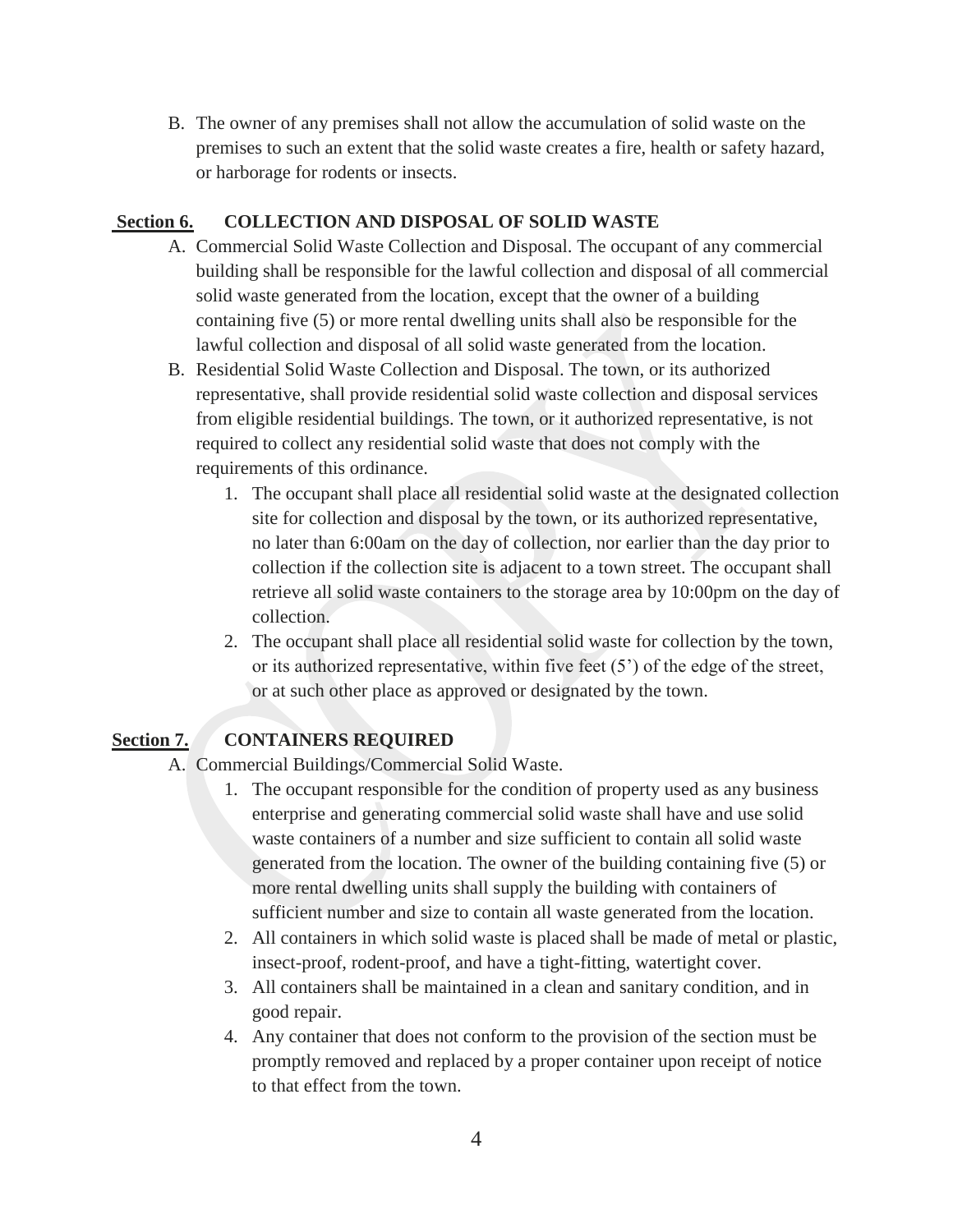B. The owner of any premises shall not allow the accumulation of solid waste on the premises to such an extent that the solid waste creates a fire, health or safety hazard, or harborage for rodents or insects.

**Section 6.** **COLLECTION AND DISPOSAL OF SOLID WASTE**

A. Commercial Solid Waste Collection and Disposal. The occupant of any commercial building shall be responsible for the lawful collection and disposal of all commercial solid waste generated from the location, except that the owner of a building containing five (5) or more rental dwelling units shall also be responsible for the lawful collection and disposal of all solid waste generated from the location.

B. Residential Solid Waste Collection and Disposal. The town, or its authorized representative, shall provide residential solid waste collection and disposal services from eligible residential buildings. The town, or it authorized representative, is not required to collect any residential solid waste that does not comply with the requirements of this ordinance.

1. The occupant shall place all residential solid waste at the designated collection site for collection and disposal by the town, or its authorized representative, no later than 6:00am on the day of collection, nor earlier than the day prior to collection if the collection site is adjacent to a town street. The occupant shall retrieve all solid waste containers to the storage area by 10:00pm on the day of collection.
2. The occupant shall place all residential solid waste for collection by the town, or its authorized representative, within five feet (5') of the edge of the street, or at such other place as approved or designated by the town.

**Section 7.** **CONTAINERS REQUIRED**

A. Commercial Buildings/Commercial Solid Waste.

1. The occupant responsible for the condition of property used as any business enterprise and generating commercial solid waste shall have and use solid waste containers of a number and size sufficient to contain all solid waste generated from the location. The owner of the building containing five (5) or more rental dwelling units shall supply the building with containers of sufficient number and size to contain all waste generated from the location.
2. All containers in which solid waste is placed shall be made of metal or plastic, insect-proof, rodent-proof, and have a tight-fitting, watertight cover.
3. All containers shall be maintained in a clean and sanitary condition, and in good repair.
4. Any container that does not conform to the provision of the section must be promptly removed and replaced by a proper container upon receipt of notice to that effect from the town.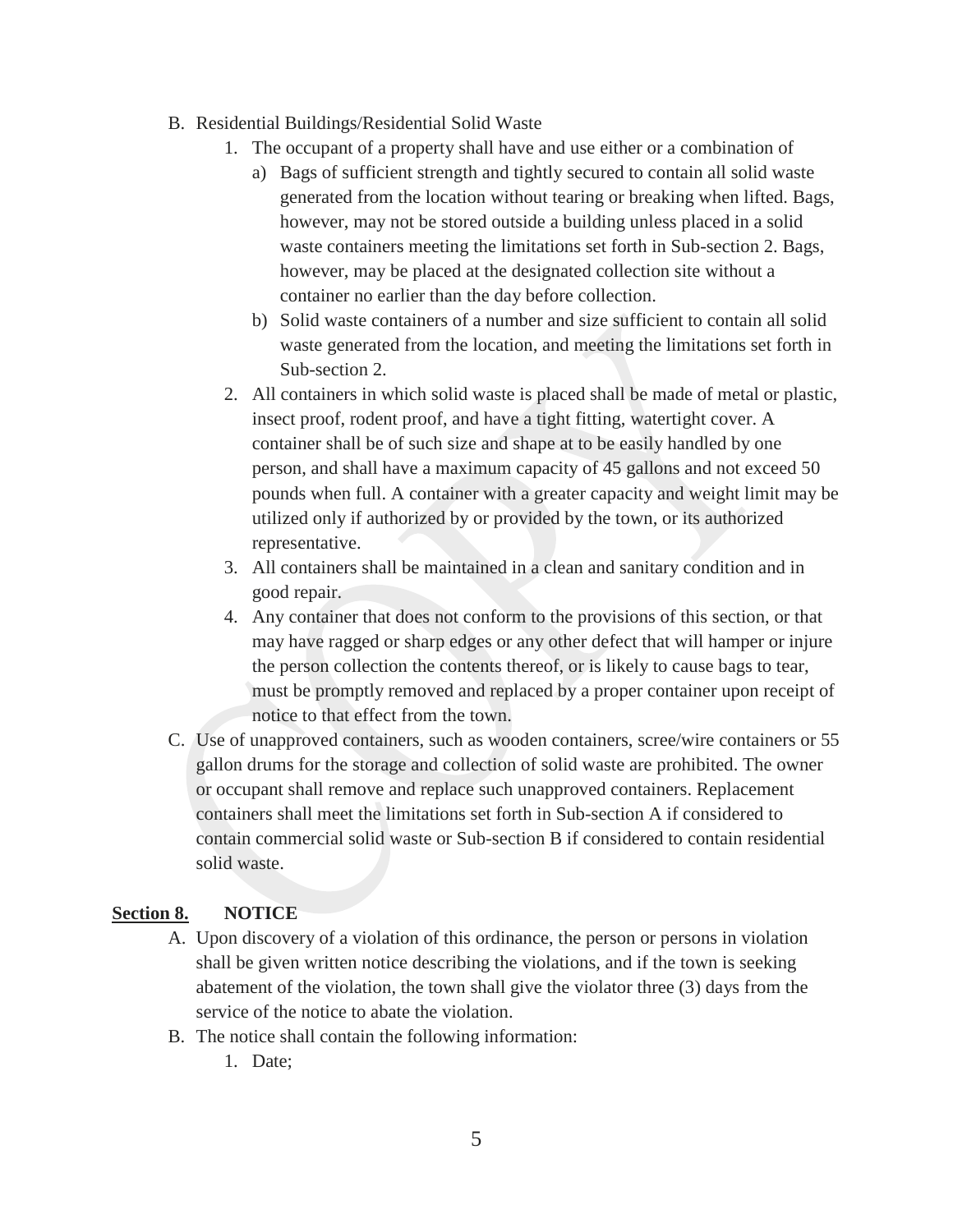B. Residential Buildings/Residential Solid Waste
    1. The occupant of a property shall have and use either or a combination of
        a) Bags of sufficient strength and tightly secured to contain all solid waste generated from the location without tearing or breaking when lifted. Bags, however, may not be stored outside a building unless placed in a solid waste containers meeting the limitations set forth in Sub-section 2. Bags, however, may be placed at the designated collection site without a container no earlier than the day before collection.
        b) Solid waste containers of a number and size sufficient to contain all solid waste generated from the location, and meeting the limitations set forth in Sub-section 2.
    2. All containers in which solid waste is placed shall be made of metal or plastic, insect proof, rodent proof, and have a tight fitting, watertight cover. A container shall be of such size and shape at to be easily handled by one person, and shall have a maximum capacity of 45 gallons and not exceed 50 pounds when full. A container with a greater capacity and weight limit may be utilized only if authorized by or provided by the town, or its authorized representative.
    3. All containers shall be maintained in a clean and sanitary condition and in good repair.
    4. Any container that does not conform to the provisions of this section, or that may have ragged or sharp edges or any other defect that will hamper or injure the person collection the contents thereof, or is likely to cause bags to tear, must be promptly removed and replaced by a proper container upon receipt of notice to that effect from the town.

C. Use of unapproved containers, such as wooden containers, scree/wire containers or 55 gallon drums for the storage and collection of solid waste are prohibited. The owner or occupant shall remove and replace such unapproved containers. Replacement containers shall meet the limitations set forth in Sub-section A if considered to contain commercial solid waste or Sub-section B if considered to contain residential solid waste.

**Section 8.** **NOTICE**

A. Upon discovery of a violation of this ordinance, the person or persons in violation shall be given written notice describing the violations, and if the town is seeking abatement of the violation, the town shall give the violator three (3) days from the service of the notice to abate the violation.

B. The notice shall contain the following information:
    1. Date;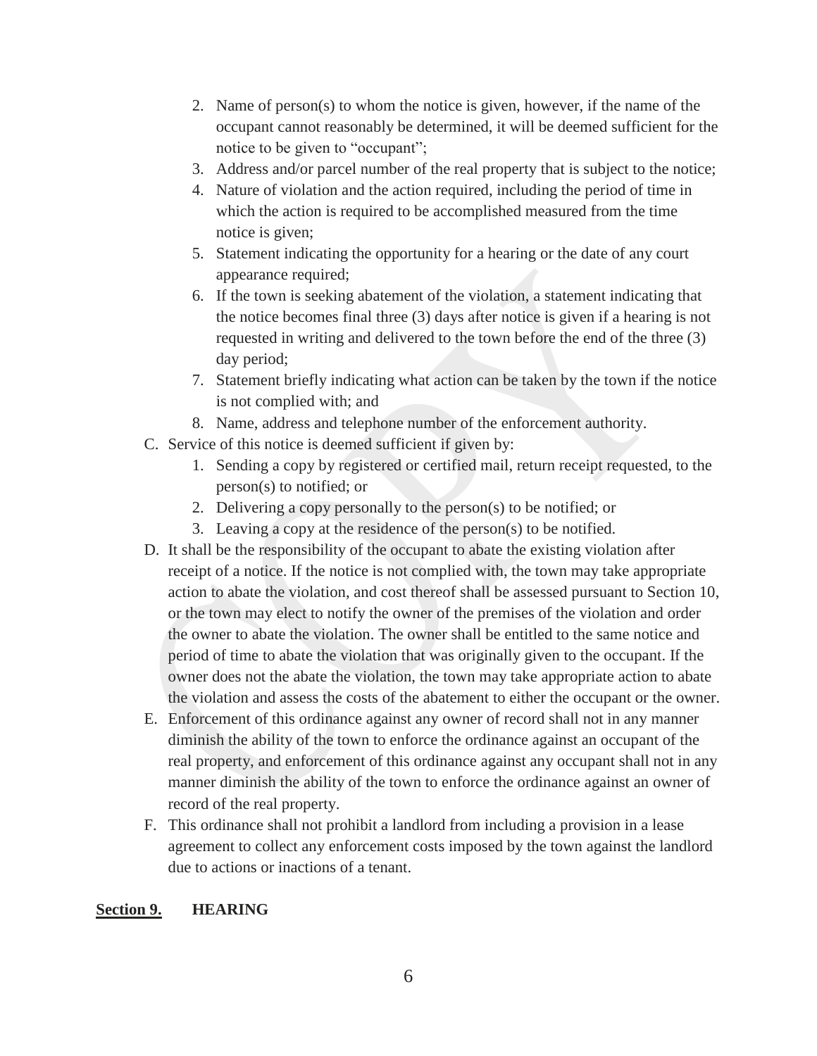2. Name of person(s) to whom the notice is given, however, if the name of the occupant cannot reasonably be determined, it will be deemed sufficient for the notice to be given to "occupant";
3. Address and/or parcel number of the real property that is subject to the notice;
4. Nature of violation and the action required, including the period of time in which the action is required to be accomplished measured from the time notice is given;
5. Statement indicating the opportunity for a hearing or the date of any court appearance required;
6. If the town is seeking abatement of the violation, a statement indicating that the notice becomes final three (3) days after notice is given if a hearing is not requested in writing and delivered to the town before the end of the three (3) day period;
7. Statement briefly indicating what action can be taken by the town if the notice is not complied with; and
8. Name, address and telephone number of the enforcement authority.

C. Service of this notice is deemed sufficient if given by:
   1. Sending a copy by registered or certified mail, return receipt requested, to the person(s) to notified; or
   2. Delivering a copy personally to the person(s) to be notified; or
   3. Leaving a copy at the residence of the person(s) to be notified.

D. It shall be the responsibility of the occupant to abate the existing violation after receipt of a notice. If the notice is not complied with, the town may take appropriate action to abate the violation, and cost thereof shall be assessed pursuant to Section 10, or the town may elect to notify the owner of the premises of the violation and order the owner to abate the violation. The owner shall be entitled to the same notice and period of time to abate the violation that was originally given to the occupant. If the owner does not the abate the violation, the town may take appropriate action to abate the violation and assess the costs of the abatement to either the occupant or the owner.

E. Enforcement of this ordinance against any owner of record shall not in any manner diminish the ability of the town to enforce the ordinance against an occupant of the real property, and enforcement of this ordinance against any occupant shall not in any manner diminish the ability of the town to enforce the ordinance against an owner of record of the real property.

F. This ordinance shall not prohibit a landlord from including a provision in a lease agreement to collect any enforcement costs imposed by the town against the landlord due to actions or inactions of a tenant.

**Section 9. HEARING**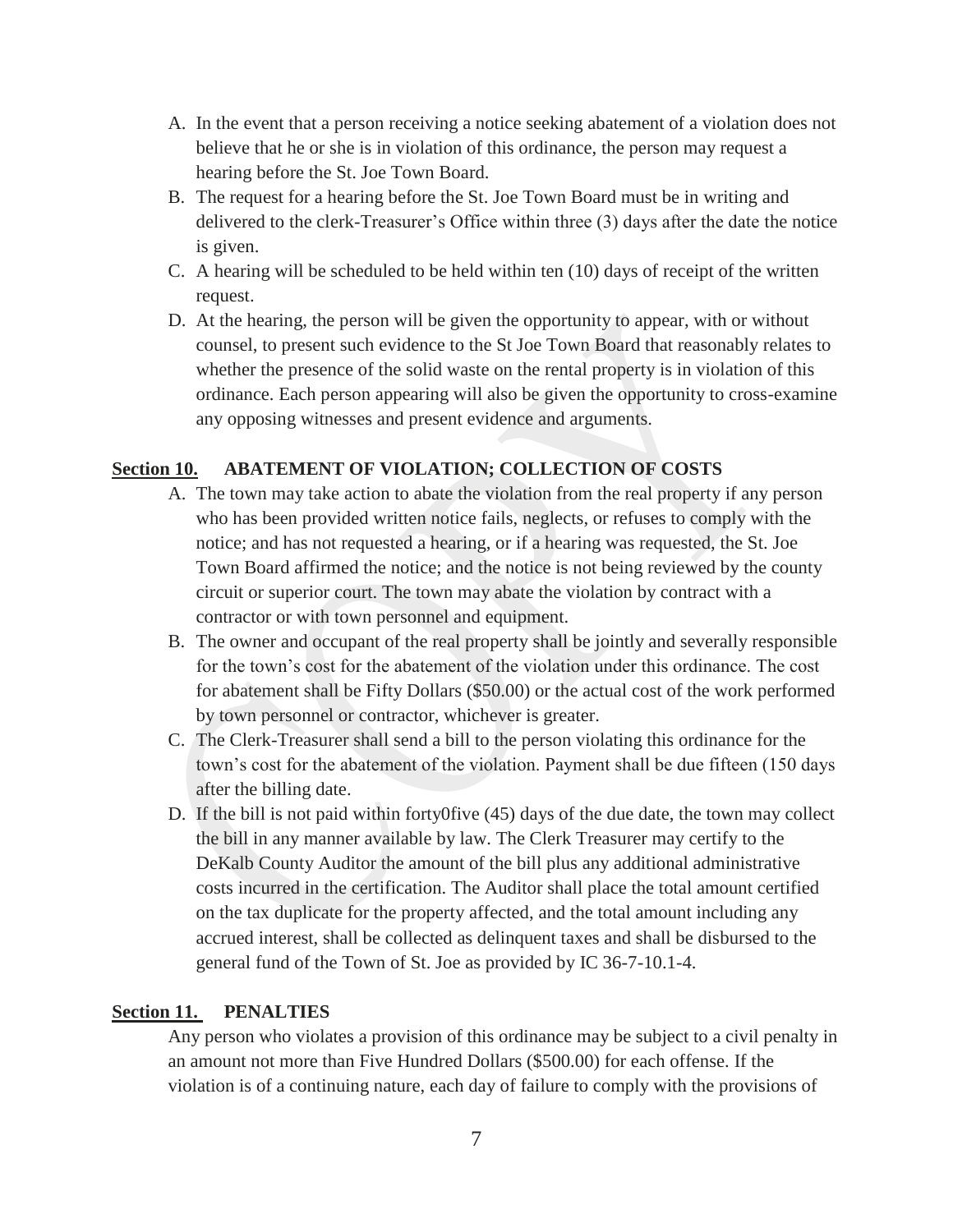A. In the event that a person receiving a notice seeking abatement of a violation does not believe that he or she is in violation of this ordinance, the person may request a hearing before the St. Joe Town Board.
B. The request for a hearing before the St. Joe Town Board must be in writing and delivered to the clerk-Treasurer's Office within three (3) days after the date the notice is given.
C. A hearing will be scheduled to be held within ten (10) days of receipt of the written request.
D. At the hearing, the person will be given the opportunity to appear, with or without counsel, to present such evidence to the St Joe Town Board that reasonably relates to whether the presence of the solid waste on the rental property is in violation of this ordinance. Each person appearing will also be given the opportunity to cross-examine any opposing witnesses and present evidence and arguments.

**Section 10. ABATEMENT OF VIOLATION; COLLECTION OF COSTS**

A. The town may take action to abate the violation from the real property if any person who has been provided written notice fails, neglects, or refuses to comply with the notice; and has not requested a hearing, or if a hearing was requested, the St. Joe Town Board affirmed the notice; and the notice is not being reviewed by the county circuit or superior court. The town may abate the violation by contract with a contractor or with town personnel and equipment.
B. The owner and occupant of the real property shall be jointly and severally responsible for the town's cost for the abatement of the violation under this ordinance. The cost for abatement shall be Fifty Dollars ($50.00) or the actual cost of the work performed by town personnel or contractor, whichever is greater.
C. The Clerk-Treasurer shall send a bill to the person violating this ordinance for the town's cost for the abatement of the violation. Payment shall be due fifteen (150 days after the billing date.
D. If the bill is not paid within forty0five (45) days of the due date, the town may collect the bill in any manner available by law. The Clerk Treasurer may certify to the DeKalb County Auditor the amount of the bill plus any additional administrative costs incurred in the certification. The Auditor shall place the total amount certified on the tax duplicate for the property affected, and the total amount including any accrued interest, shall be collected as delinquent taxes and shall be disbursed to the general fund of the Town of St. Joe as provided by IC 36-7-10.1-4.

**Section 11. PENALTIES**

Any person who violates a provision of this ordinance may be subject to a civil penalty in an amount not more than Five Hundred Dollars ($500.00) for each offense. If the violation is of a continuing nature, each day of failure to comply with the provisions of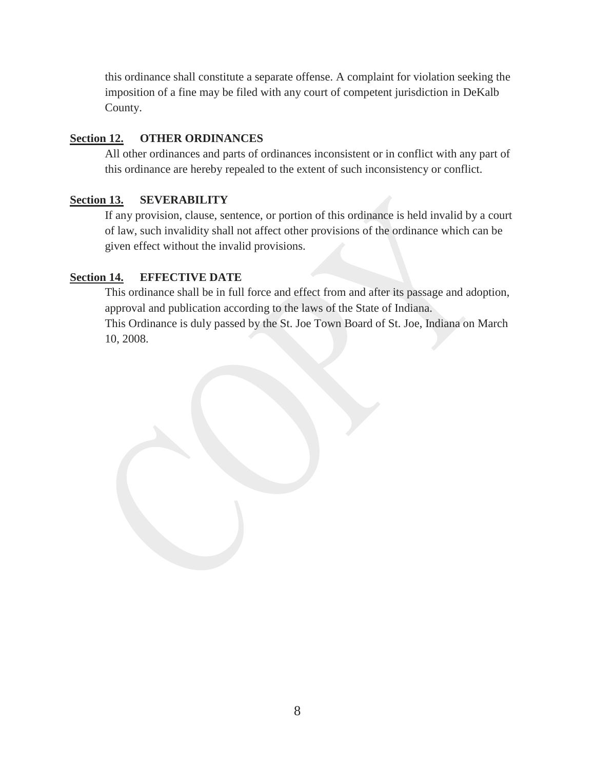this ordinance shall constitute a separate offense. A complaint for violation seeking the imposition of a fine may be filed with any court of competent jurisdiction in DeKalb County.

**Section 12. OTHER ORDINANCES**

All other ordinances and parts of ordinances inconsistent or in conflict with any part of this ordinance are hereby repealed to the extent of such inconsistency or conflict.

**Section 13. SEVERABILITY**

If any provision, clause, sentence, or portion of this ordinance is held invalid by a court of law, such invalidity shall not affect other provisions of the ordinance which can be given effect without the invalid provisions.

**Section 14. EFFECTIVE DATE**

This ordinance shall be in full force and effect from and after its passage and adoption, approval and publication according to the laws of the State of Indiana.

This Ordinance is duly passed by the St. Joe Town Board of St. Joe, Indiana on March 10, 2008.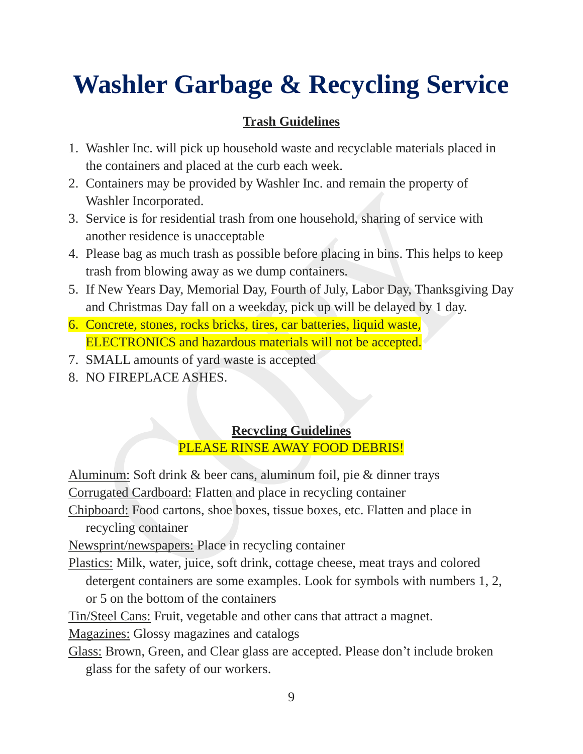# Washler Garbage & Recycling Service

## Trash Guidelines

1. Washler Inc. will pick up household waste and recyclable materials placed in the containers and placed at the curb each week.
2. Containers may be provided by Washler Inc. and remain the property of Washler Incorporated.
3. Service is for residential trash from one household, sharing of service with another residence is unacceptable
4. Please bag as much trash as possible before placing in bins. This helps to keep trash from blowing away as we dump containers.
5. If New Years Day, Memorial Day, Fourth of July, Labor Day, Thanksgiving Day and Christmas Day fall on a weekday, pick up will be delayed by 1 day.
6. Concrete, stones, rocks bricks, tires, car batteries, liquid waste, ELECTRONICS and hazardous materials will not be accepted.
7. SMALL amounts of yard waste is accepted
8. NO FIREPLACE ASHES.

## Recycling Guidelines

PLEASE RINSE AWAY FOOD DEBRIS!

Aluminum: Soft drink & beer cans, aluminum foil, pie & dinner trays

Corrugated Cardboard: Flatten and place in recycling container

Chipboard: Food cartons, shoe boxes, tissue boxes, etc. Flatten and place in recycling container

Newsprint/newspapers: Place in recycling container

Plastics: Milk, water, juice, soft drink, cottage cheese, meat trays and colored detergent containers are some examples. Look for symbols with numbers 1, 2, or 5 on the bottom of the containers

Tin/Steel Cans: Fruit, vegetable and other cans that attract a magnet.

Magazines: Glossy magazines and catalogs

Glass: Brown, Green, and Clear glass are accepted. Please don't include broken glass for the safety of our workers.